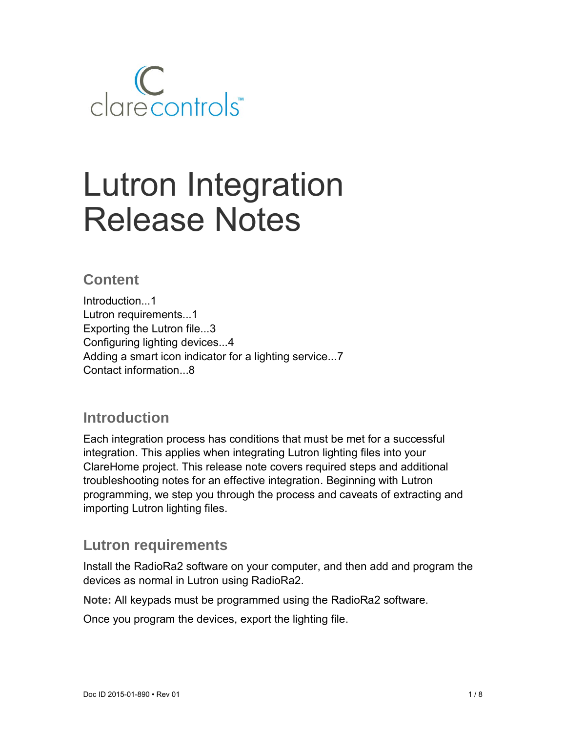clarecontrols™

# Lutron Integration Release Notes

## Content

Introduction...1
Lutron requirements...1
Exporting the Lutron file...3
Configuring lighting devices...4
Adding a smart icon indicator for a lighting service...7
Contact information...8

## Introduction

Each integration process has conditions that must be met for a successful integration. This applies when integrating Lutron lighting files into your ClareHome project. This release note covers required steps and additional troubleshooting notes for an effective integration. Beginning with Lutron programming, we step you through the process and caveats of extracting and importing Lutron lighting files.

## Lutron requirements

Install the RadioRa2 software on your computer, and then add and program the devices as normal in Lutron using RadioRa2.

**Note:** All keypads must be programmed using the RadioRa2 software.

Once you program the devices, export the lighting file.

Doc ID 2015-01-890 • Rev 01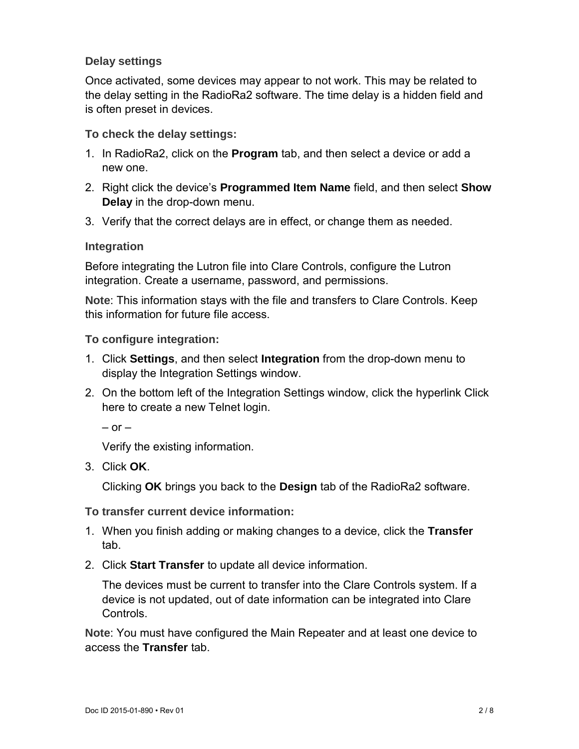### Delay settings

Once activated, some devices may appear to not work. This may be related to the delay setting in the RadioRa2 software. The time delay is a hidden field and is often preset in devices.

#### To check the delay settings:

1. In RadioRa2, click on the **Program** tab, and then select a device or add a new one.
2. Right click the device's **Programmed Item Name** field, and then select **Show Delay** in the drop-down menu.
3. Verify that the correct delays are in effect, or change them as needed.

### Integration

Before integrating the Lutron file into Clare Controls, configure the Lutron integration. Create a username, password, and permissions.

**Note**: This information stays with the file and transfers to Clare Controls. Keep this information for future file access.

#### To configure integration:

1. Click **Settings**, and then select **Integration** from the drop-down menu to display the Integration Settings window.
2. On the bottom left of the Integration Settings window, click the hyperlink Click here to create a new Telnet login.

   – or –

   Verify the existing information.
3. Click **OK**.

   Clicking **OK** brings you back to the **Design** tab of the RadioRa2 software.

#### To transfer current device information:

1. When you finish adding or making changes to a device, click the **Transfer** tab.
2. Click **Start Transfer** to update all device information.

   The devices must be current to transfer into the Clare Controls system. If a device is not updated, out of date information can be integrated into Clare Controls.

**Note**: You must have configured the Main Repeater and at least one device to access the **Transfer** tab.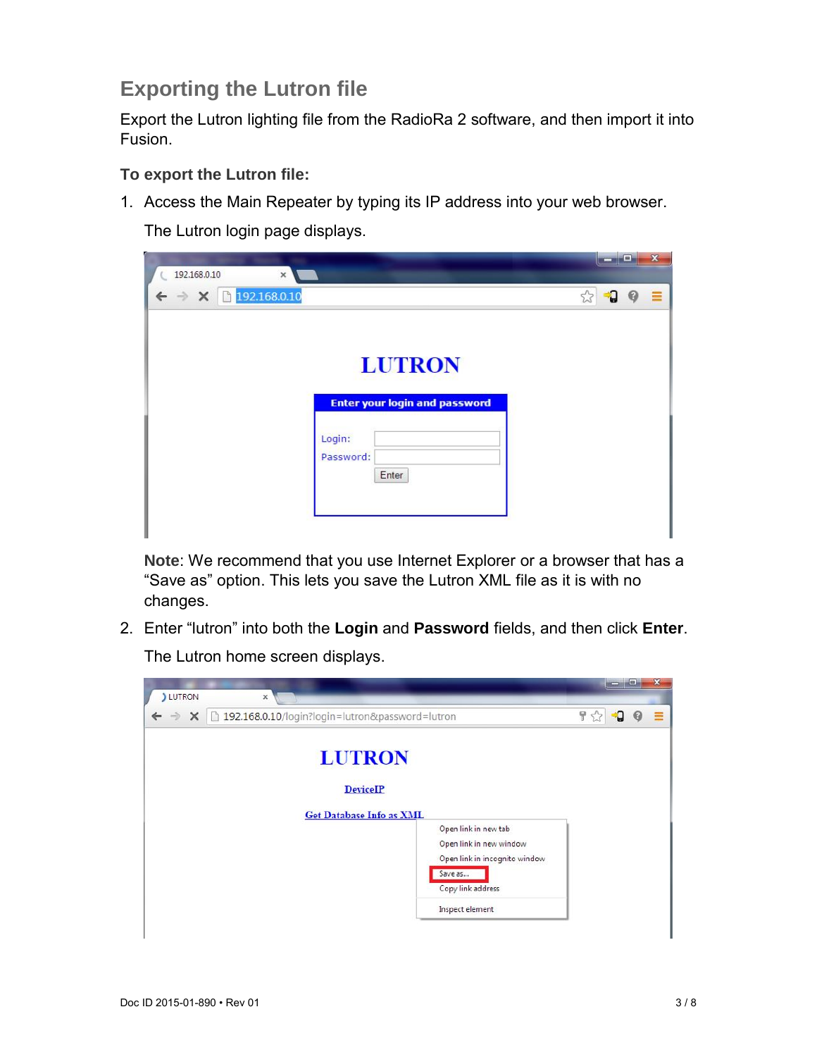## Exporting the Lutron file

Export the Lutron lighting file from the RadioRa 2 software, and then import it into Fusion.

### To export the Lutron file:

1. Access the Main Repeater by typing its IP address into your web browser.

   The Lutron login page displays.

   **Note**: We recommend that you use Internet Explorer or a browser that has a "Save as" option. This lets you save the Lutron XML file as it is with no changes.

2. Enter "lutron" into both the **Login** and **Password** fields, and then click **Enter**.

   The Lutron home screen displays.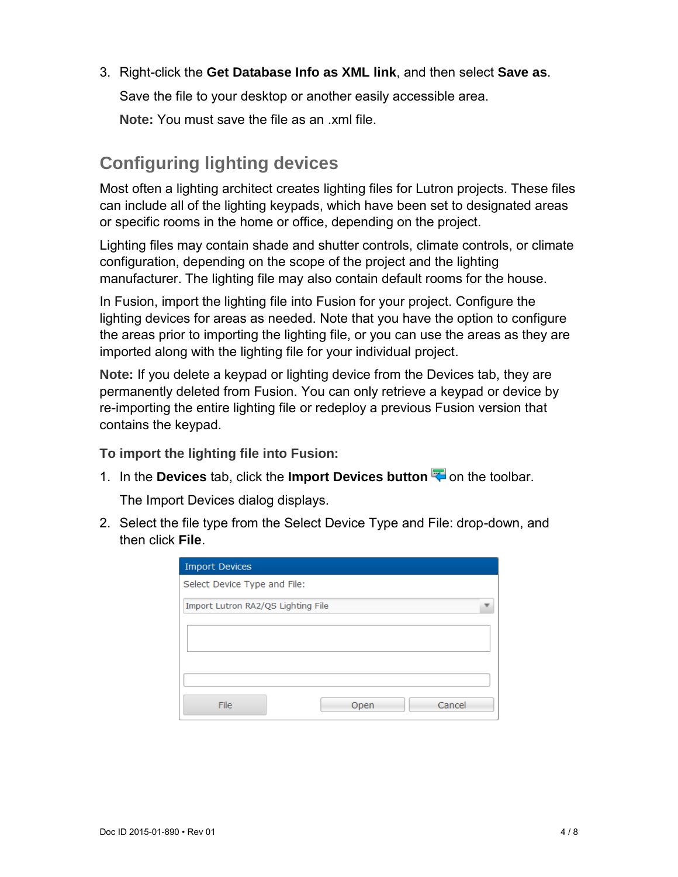3. Right-click the **Get Database Info as XML link**, and then select **Save as**.

   Save the file to your desktop or another easily accessible area.

   **Note:** You must save the file as an .xml file.

## Configuring lighting devices

Most often a lighting architect creates lighting files for Lutron projects. These files can include all of the lighting keypads, which have been set to designated areas or specific rooms in the home or office, depending on the project.

Lighting files may contain shade and shutter controls, climate controls, or climate configuration, depending on the scope of the project and the lighting manufacturer. The lighting file may also contain default rooms for the house.

In Fusion, import the lighting file into Fusion for your project. Configure the lighting devices for areas as needed. Note that you have the option to configure the areas prior to importing the lighting file, or you can use the areas as they are imported along with the lighting file for your individual project.

**Note:** If you delete a keypad or lighting device from the Devices tab, they are permanently deleted from Fusion. You can only retrieve a keypad or device by re-importing the entire lighting file or redeploy a previous Fusion version that contains the keypad.

### To import the lighting file into Fusion:

1. In the **Devices** tab, click the **Import Devices button** on the toolbar.

   The Import Devices dialog displays.

2. Select the file type from the Select Device Type and File: drop-down, and then click **File**.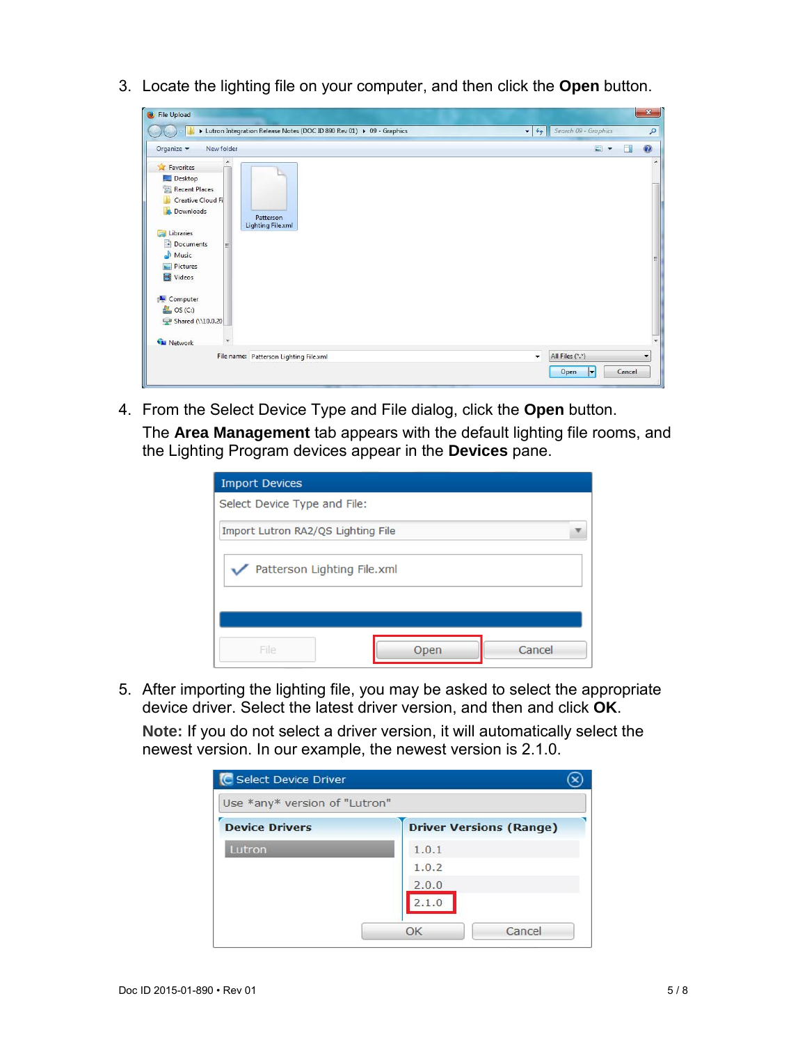3. Locate the lighting file on your computer, and then click the **Open** button.

4. From the Select Device Type and File dialog, click the **Open** button.

   The **Area Management** tab appears with the default lighting file rooms, and the Lighting Program devices appear in the **Devices** pane.

5. After importing the lighting file, you may be asked to select the appropriate device driver. Select the latest driver version, and then and click **OK**.

   **Note:** If you do not select a driver version, it will automatically select the newest version. In our example, the newest version is 2.1.0.

Doc ID 2015-01-890 • Rev 01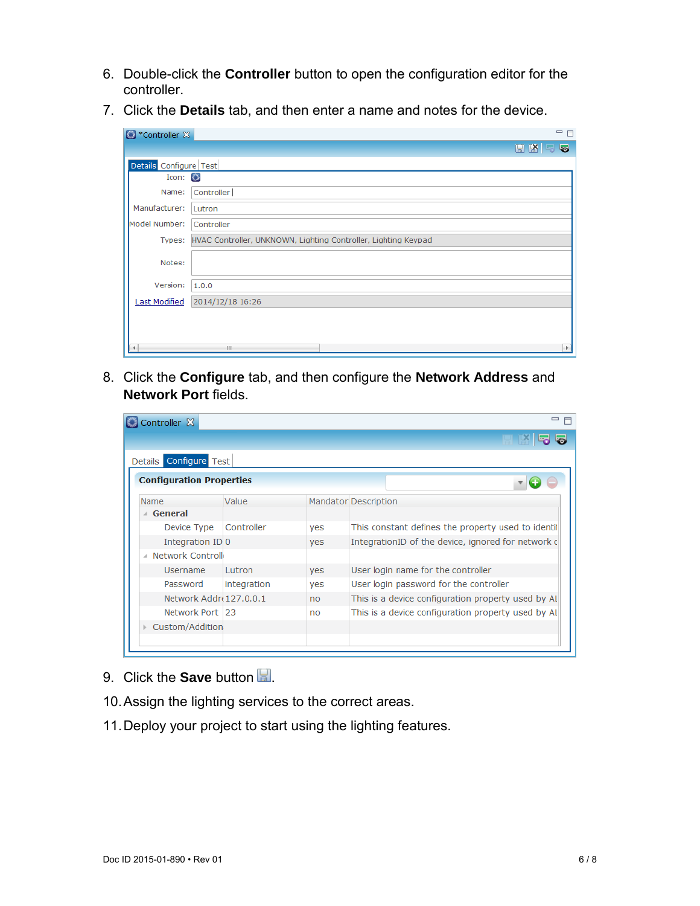6. Double-click the **Controller** button to open the configuration editor for the controller.
7. Click the **Details** tab, and then enter a name and notes for the device.

8. Click the **Configure** tab, and then configure the **Network Address** and **Network Port** fields.

9. Click the **Save** button.
10. Assign the lighting services to the correct areas.
11. Deploy your project to start using the lighting features.

Doc ID 2015-01-890 • Rev 01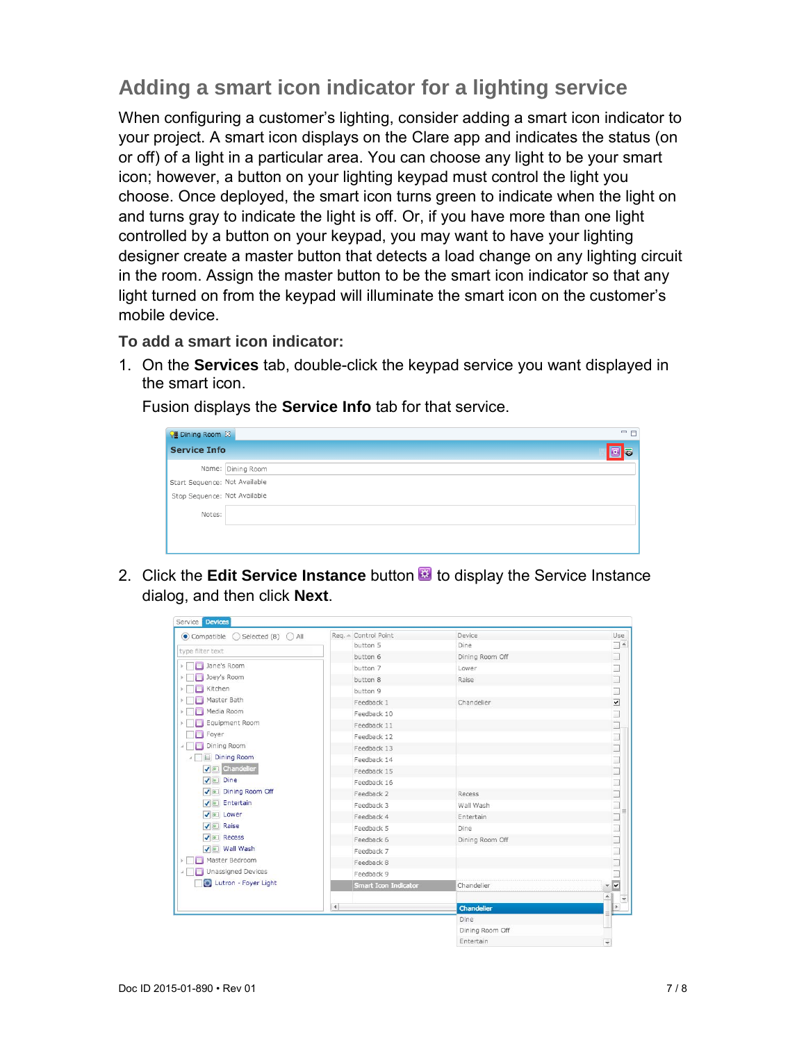## Adding a smart icon indicator for a lighting service

When configuring a customer's lighting, consider adding a smart icon indicator to your project. A smart icon displays on the Clare app and indicates the status (on or off) of a light in a particular area. You can choose any light to be your smart icon; however, a button on your lighting keypad must control the light you choose. Once deployed, the smart icon turns green to indicate when the light on and turns gray to indicate the light is off. Or, if you have more than one light controlled by a button on your keypad, you may want to have your lighting designer create a master button that detects a load change on any lighting circuit in the room. Assign the master button to be the smart icon indicator so that any light turned on from the keypad will illuminate the smart icon on the customer's mobile device.

### To add a smart icon indicator:

1. On the **Services** tab, double-click the keypad service you want displayed in the smart icon.

   Fusion displays the **Service Info** tab for that service.

2. Click the **Edit Service Instance** button to display the Service Instance dialog, and then click **Next**.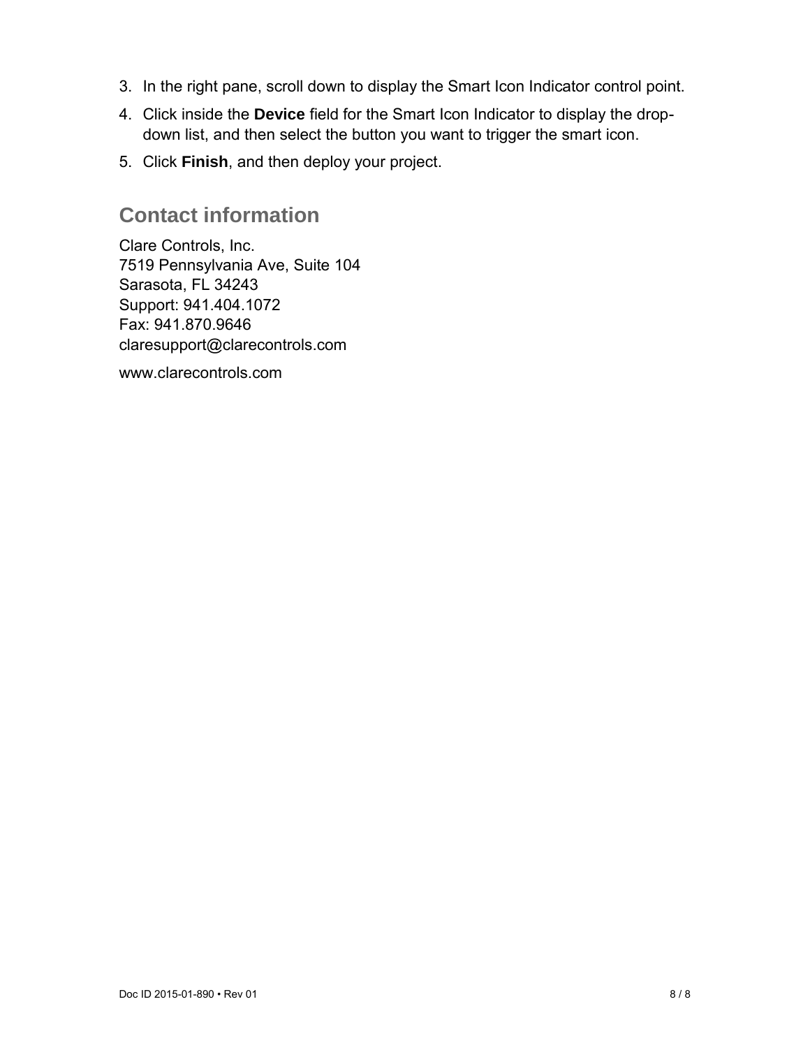3. In the right pane, scroll down to display the Smart Icon Indicator control point.
4. Click inside the **Device** field for the Smart Icon Indicator to display the drop-down list, and then select the button you want to trigger the smart icon.
5. Click **Finish**, and then deploy your project.

## Contact information

Clare Controls, Inc.
7519 Pennsylvania Ave, Suite 104
Sarasota, FL 34243
Support: 941.404.1072
Fax: 941.870.9646
claresupport@clarecontrols.com

www.clarecontrols.com